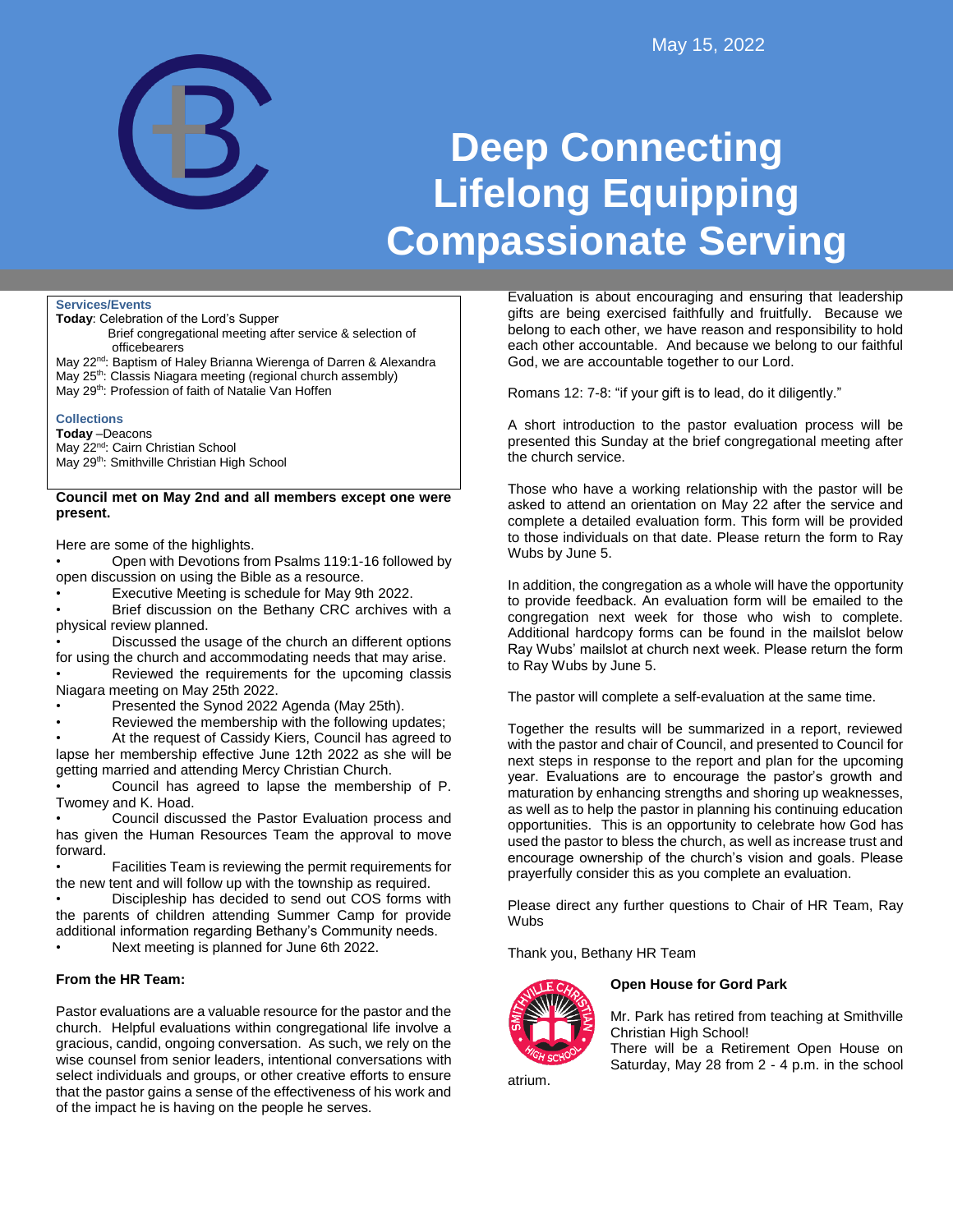May 15, 2022

# Deep Connecting
# Lifelong Equipping
# Compassionate Serving

**Services/Events**

**Today**: Celebration of the Lord's Supper

Brief congregational meeting after service & selection of officebearers

May 22nd: Baptism of Haley Brianna Wierenga of Darren & Alexandra

May 25th: Classis Niagara meeting (regional church assembly)

May 29th: Profession of faith of Natalie Van Hoffen

**Collections**

**Today** –Deacons

May 22nd: Cairn Christian School

May 29th: Smithville Christian High School

**Council met on May 2nd and all members except one were present.**

Here are some of the highlights.

- Open with Devotions from Psalms 119:1-16 followed by open discussion on using the Bible as a resource.
- Executive Meeting is schedule for May 9th 2022.
- Brief discussion on the Bethany CRC archives with a physical review planned.
- Discussed the usage of the church an different options for using the church and accommodating needs that may arise.
- Reviewed the requirements for the upcoming classis Niagara meeting on May 25th 2022.
- Presented the Synod 2022 Agenda (May 25th).
- Reviewed the membership with the following updates;
- At the request of Cassidy Kiers, Council has agreed to lapse her membership effective June 12th 2022 as she will be getting married and attending Mercy Christian Church.
- Council has agreed to lapse the membership of P. Twomey and K. Hoad.
- Council discussed the Pastor Evaluation process and has given the Human Resources Team the approval to move forward.
- Facilities Team is reviewing the permit requirements for the new tent and will follow up with the township as required.
- Discipleship has decided to send out COS forms with the parents of children attending Summer Camp for provide additional information regarding Bethany's Community needs.
- Next meeting is planned for June 6th 2022.

**From the HR Team:**

Pastor evaluations are a valuable resource for the pastor and the church. Helpful evaluations within congregational life involve a gracious, candid, ongoing conversation. As such, we rely on the wise counsel from senior leaders, intentional conversations with select individuals and groups, or other creative efforts to ensure that the pastor gains a sense of the effectiveness of his work and of the impact he is having on the people he serves.

Evaluation is about encouraging and ensuring that leadership gifts are being exercised faithfully and fruitfully. Because we belong to each other, we have reason and responsibility to hold each other accountable. And because we belong to our faithful God, we are accountable together to our Lord.

Romans 12: 7-8: "if your gift is to lead, do it diligently."

A short introduction to the pastor evaluation process will be presented this Sunday at the brief congregational meeting after the church service.

Those who have a working relationship with the pastor will be asked to attend an orientation on May 22 after the service and complete a detailed evaluation form. This form will be provided to those individuals on that date. Please return the form to Ray Wubs by June 5.

In addition, the congregation as a whole will have the opportunity to provide feedback. An evaluation form will be emailed to the congregation next week for those who wish to complete. Additional hardcopy forms can be found in the mailslot below Ray Wubs' mailslot at church next week. Please return the form to Ray Wubs by June 5.

The pastor will complete a self-evaluation at the same time.

Together the results will be summarized in a report, reviewed with the pastor and chair of Council, and presented to Council for next steps in response to the report and plan for the upcoming year. Evaluations are to encourage the pastor's growth and maturation by enhancing strengths and shoring up weaknesses, as well as to help the pastor in planning his continuing education opportunities. This is an opportunity to celebrate how God has used the pastor to bless the church, as well as increase trust and encourage ownership of the church's vision and goals. Please prayerfully consider this as you complete an evaluation.

Please direct any further questions to Chair of HR Team, Ray Wubs

Thank you, Bethany HR Team

**Open House for Gord Park**

Mr. Park has retired from teaching at Smithville Christian High School!

There will be a Retirement Open House on Saturday, May 28 from 2 - 4 p.m. in the school atrium.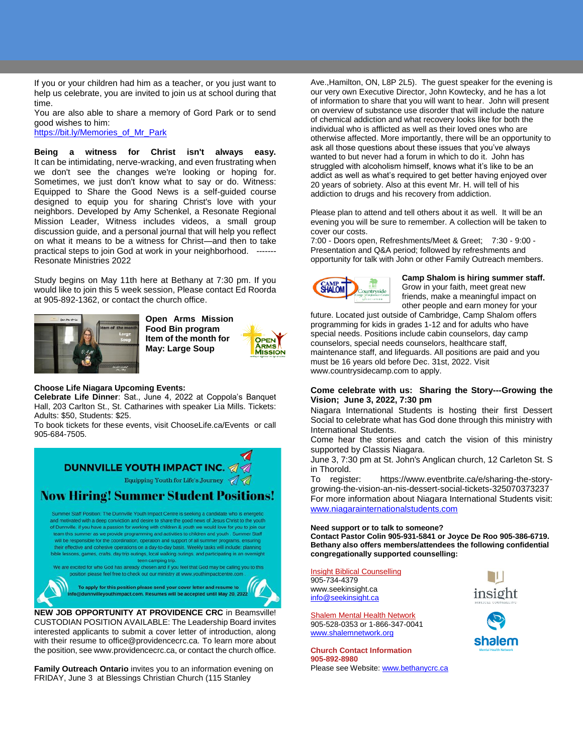If you or your children had him as a teacher, or you just want to help us celebrate, you are invited to join us at school during that time.

You are also able to share a memory of Gord Park or to send good wishes to him:
https://bit.ly/Memories_of_Mr_Park

**Being a witness for Christ isn't always easy.** It can be intimidating, nerve-wracking, and even frustrating when we don't see the changes we're looking or hoping for. Sometimes, we just don't know what to say or do. Witness: Equipped to Share the Good News is a self-guided course designed to equip you for sharing Christ's love with your neighbors. Developed by Amy Schenkel, a Resonate Regional Mission Leader, Witness includes videos, a small group discussion guide, and a personal journal that will help you reflect on what it means to be a witness for Christ—and then to take practical steps to join God at work in your neighborhood. ------- Resonate Ministries 2022

Study begins on May 11th here at Bethany at 7:30 pm. If you would like to join this 5 week session, Please contact Ed Roorda at 905-892-1362, or contact the church office.

**Open Arms Mission Food Bin program Item of the month for May: Large Soup**

**Choose Life Niagara Upcoming Events:**
**Celebrate Life Dinner**: Sat., June 4, 2022 at Coppola's Banquet Hall, 203 Carlton St., St. Catharines with speaker Lia Mills. Tickets: Adults: $50, Students: $25.
To book tickets for these events, visit ChooseLife.ca/Events or call 905-684-7505.

**DUNNVILLE YOUTH IMPACT INC.**
Equipping Youth for Life's Journey

**Now Hiring! Summer Student Positions!**

Summer Staff Position: The Dunnville Youth Impact Centre is seeking a candidate who is energetic and motivated with a deep conviction and desire to share the good news of Jesus Christ to the youth of Dunnville. If you have a passion for working with children & youth we would love for you to join our team this summer as we provide programming and activities to children and youth. Summer Staff will be responsible for the coordination, operation and support of all summer programs, ensuring their effective and cohesive operations on a day-to-day basis. Weekly tasks will include: planning bible lessons, games, crafts, day trip outings, local walking outings, and participating in an overnight teen camping trip.
We are excited for who God has already chosen and if you feel that God may be calling you to this position please feel free to check out our ministry at www.youthimpactcentre.com

To apply for this position please send your cover letter and resume to info@dunnvilleyouthimpact.com. Resumes will be accepted until May 20, 2022

**NEW JOB OPPORTUNITY AT PROVIDENCE CRC** in Beamsville! CUSTODIAN POSITION AVAILABLE: The Leadership Board invites interested applicants to submit a cover letter of introduction, along with their resume to office@providencecrc.ca. To learn more about the position, see www.providencecrc.ca, or contact the church office.

**Family Outreach Ontario** invites you to an information evening on FRIDAY, June 3 at Blessings Christian Church (115 Stanley Ave.,Hamilton, ON, L8P 2L5). The guest speaker for the evening is our very own Executive Director, John Kowtecky, and he has a lot of information to share that you will want to hear. John will present on overview of substance use disorder that will include the nature of chemical addiction and what recovery looks like for both the individual who is afflicted as well as their loved ones who are otherwise affected. More importantly, there will be an opportunity to ask all those questions about these issues that you've always wanted to but never had a forum in which to do it. John has struggled with alcoholism himself, knows what it's like to be an addict as well as what's required to get better having enjoyed over 20 years of sobriety. Also at this event Mr. H. will tell of his addiction to drugs and his recovery from addiction.

Please plan to attend and tell others about it as well. It will be an evening you will be sure to remember. A collection will be taken to cover our costs.
7:00 - Doors open, Refreshments/Meet & Greet; 7:30 - 9:00 - Presentation and Q&A period; followed by refreshments and opportunity for talk with John or other Family Outreach members.

**Camp Shalom is hiring summer staff.** Grow in your faith, meet great new friends, make a meaningful impact on other people and earn money for your future. Located just outside of Cambridge, Camp Shalom offers programming for kids in grades 1-12 and for adults who have special needs. Positions include cabin counselors, day camp counselors, special needs counselors, healthcare staff, maintenance staff, and lifeguards. All positions are paid and you must be 16 years old before Dec. 31st, 2022. Visit www.countrysidecamp.com to apply.

**Come celebrate with us: Sharing the Story---Growing the Vision; June 3, 2022, 7:30 pm**
Niagara International Students is hosting their first Dessert Social to celebrate what has God done through this ministry with International Students.
Come hear the stories and catch the vision of this ministry supported by Classis Niagara.
June 3, 7:30 pm at St. John's Anglican church, 12 Carleton St. S in Thorold.
To register: https://www.eventbrite.ca/e/sharing-the-story-growing-the-vision-an-nis-dessert-social-tickets-325070373237
For more information about Niagara International Students visit: www.niagarainternationalstudents.com

**Need support or to talk to someone?**
**Contact Pastor Colin 905-931-5841 or Joyce De Roo 905-386-6719. Bethany also offers members/attendees the following confidential congregationally supported counselling:**

Insight Biblical Counselling
905-734-4379
www.seekinsight.ca
info@seekinsight.ca

Shalem Mental Health Network
905-528-0353 or 1-866-347-0041
www.shalemnetwork.org

**Church Contact Information**
**905-892-8980**
Please see Website: www.bethanycrc.ca